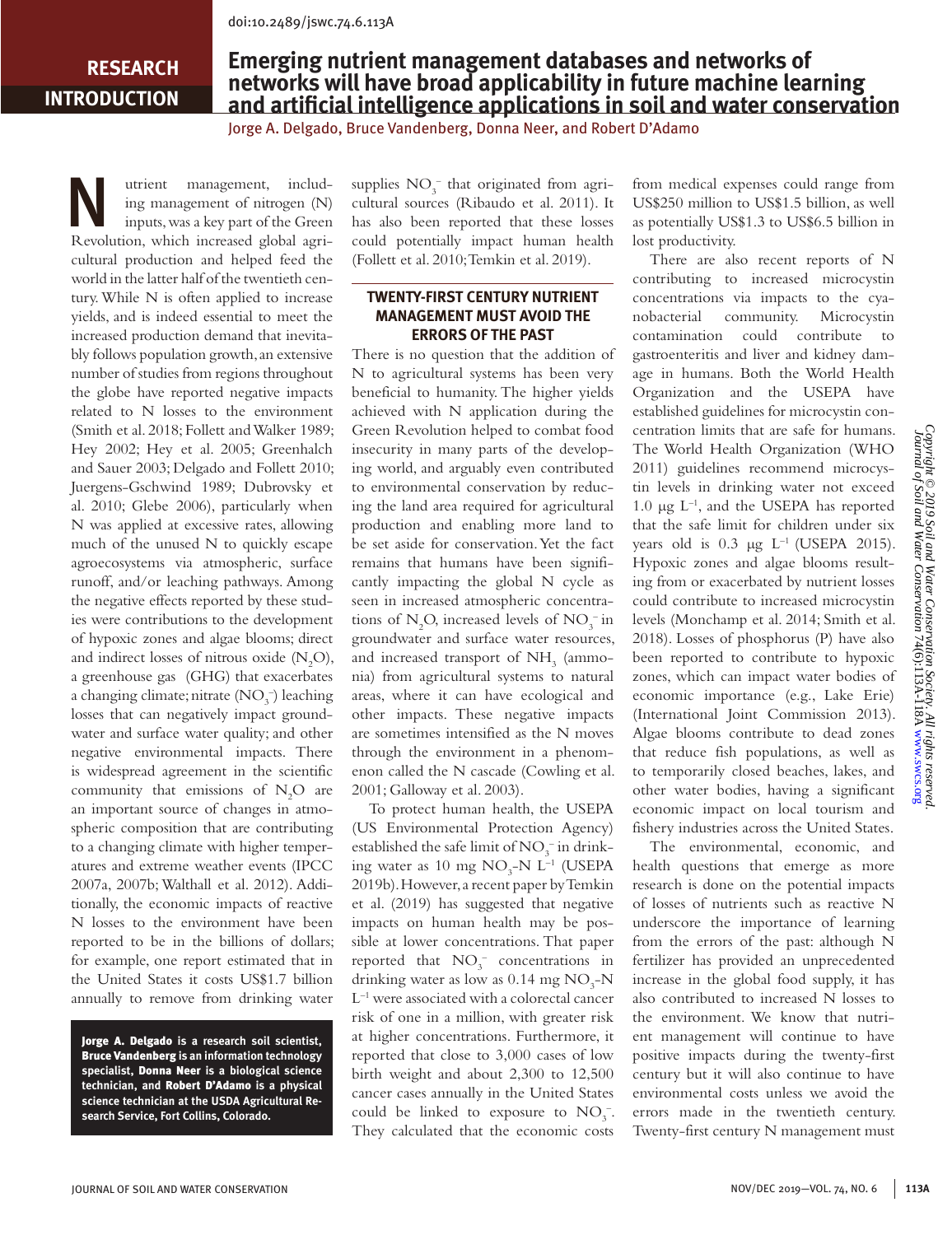doi:10.2489/jswc.74.6.113A

**RESEARCH INTRODUCTION**

# Emerging nutrient management databases and networks of networks will have broad applicability in future machine learning and artificial intelligence applications in soil and water conservation

Jorge A. Delgado, Bruce Vandenberg, Donna Neer, and Robert D'Adamo

Nutrient management, including management of nitrogen (N) inputs, was a key part of the Green Revolution, which increased global agricultural production and helped feed the world in the latter half of the twentieth century. While N is often applied to increase yields, and is indeed essential to meet the increased production demand that inevitably follows population growth, an extensive number of studies from regions throughout the globe have reported negative impacts related to N losses to the environment (Smith et al. 2018; Follett and Walker 1989; Hey 2002; Hey et al. 2005; Greenhalch and Sauer 2003; Delgado and Follett 2010; Juergens-Gschwind 1989; Dubrovsky et al. 2010; Glebe 2006), particularly when N was applied at excessive rates, allowing much of the unused N to quickly escape agroecosystems via atmospheric, surface runoff, and/or leaching pathways. Among the negative effects reported by these studies were contributions to the development of hypoxic zones and algae blooms; direct and indirect losses of nitrous oxide ($N_2O$), a greenhouse gas (GHG) that exacerbates a changing climate; nitrate ($NO_3^-$) leaching losses that can negatively impact groundwater and surface water quality; and other negative environmental impacts. There is widespread agreement in the scientific community that emissions of $N_2O$ are an important source of changes in atmospheric composition that are contributing to a changing climate with higher temperatures and extreme weather events (IPCC 2007a, 2007b; Walthall et al. 2012). Additionally, the economic impacts of reactive N losses to the environment have been reported to be in the billions of dollars; for example, one report estimated that in the United States it costs US$1.7 billion annually to remove from drinking water supplies $NO_3^-$ that originated from agricultural sources (Ribaudo et al. 2011). It has also been reported that these losses could potentially impact human health (Follett et al. 2010; Temkin et al. 2019).

**Jorge A. Delgado** is a research soil scientist, **Bruce Vandenberg** is an information technology specialist, **Donna Neer** is a biological science technician, and **Robert D'Adamo** is a physical science technician at the USDA Agricultural Research Service, Fort Collins, Colorado.

## TWENTY-FIRST CENTURY NUTRIENT MANAGEMENT MUST AVOID THE ERRORS OF THE PAST

There is no question that the addition of N to agricultural systems has been very beneficial to humanity. The higher yields achieved with N application during the Green Revolution helped to combat food insecurity in many parts of the developing world, and arguably even contributed to environmental conservation by reducing the land area required for agricultural production and enabling more land to be set aside for conservation. Yet the fact remains that humans have been significantly impacting the global N cycle as seen in increased atmospheric concentrations of $N_2O$, increased levels of $NO_3^-$ in groundwater and surface water resources, and increased transport of $NH_3$ (ammonia) from agricultural systems to natural areas, where it can have ecological and other impacts. These negative impacts are sometimes intensified as the N moves through the environment in a phenomenon called the N cascade (Cowling et al. 2001; Galloway et al. 2003).

To protect human health, the USEPA (US Environmental Protection Agency) established the safe limit of $NO_3^-$ in drinking water as 10 mg $NO_3$-N $L^{-1}$ (USEPA 2019b). However, a recent paper by Temkin et al. (2019) has suggested that negative impacts on human health may be possible at lower concentrations. That paper reported that $NO_3^-$ concentrations in drinking water as low as 0.14 mg $NO_3$-N $L^{-1}$ were associated with a colorectal cancer risk of one in a million, with greater risk at higher concentrations. Furthermore, it reported that close to 3,000 cases of low birth weight and about 2,300 to 12,500 cancer cases annually in the United States could be linked to exposure to $NO_3^-$. They calculated that the economic costs from medical expenses could range from US$250 million to US$1.5 billion, as well as potentially US$1.3 to US$6.5 billion in lost productivity.

There are also recent reports of N contributing to increased microcystin concentrations via impacts to the cyanobacterial community. Microcystin contamination could contribute to gastroenteritis and liver and kidney damage in humans. Both the World Health Organization and the USEPA have established guidelines for microcystin concentration limits that are safe for humans. The World Health Organization (WHO 2011) guidelines recommend microcystin levels in drinking water not exceed 1.0 µg $L^{-1}$, and the USEPA has reported that the safe limit for children under six years old is 0.3 µg $L^{-1}$ (USEPA 2015). Hypoxic zones and algae blooms resulting from or exacerbated by nutrient losses could contribute to increased microcystin levels (Monchamp et al. 2014; Smith et al. 2018). Losses of phosphorus (P) have also been reported to contribute to hypoxic zones, which can impact water bodies of economic importance (e.g., Lake Erie) (International Joint Commission 2013). Algae blooms contribute to dead zones that reduce fish populations, as well as to temporarily closed beaches, lakes, and other water bodies, having a significant economic impact on local tourism and fishery industries across the United States.

The environmental, economic, and health questions that emerge as more research is done on the potential impacts of losses of nutrients such as reactive N underscore the importance of learning from the errors of the past: although N fertilizer has provided an unprecedented increase in the global food supply, it has also contributed to increased N losses to the environment. We know that nutrient management will continue to have positive impacts during the twenty-first century but it will also continue to have environmental costs unless we avoid the errors made in the twentieth century. Twenty-first century N management must

*Copyright © 2019 Soil and Water Conservation Society. All rights reserved. Journal of Soil and Water Conservation 74(6):113A-118A www.swcs.org*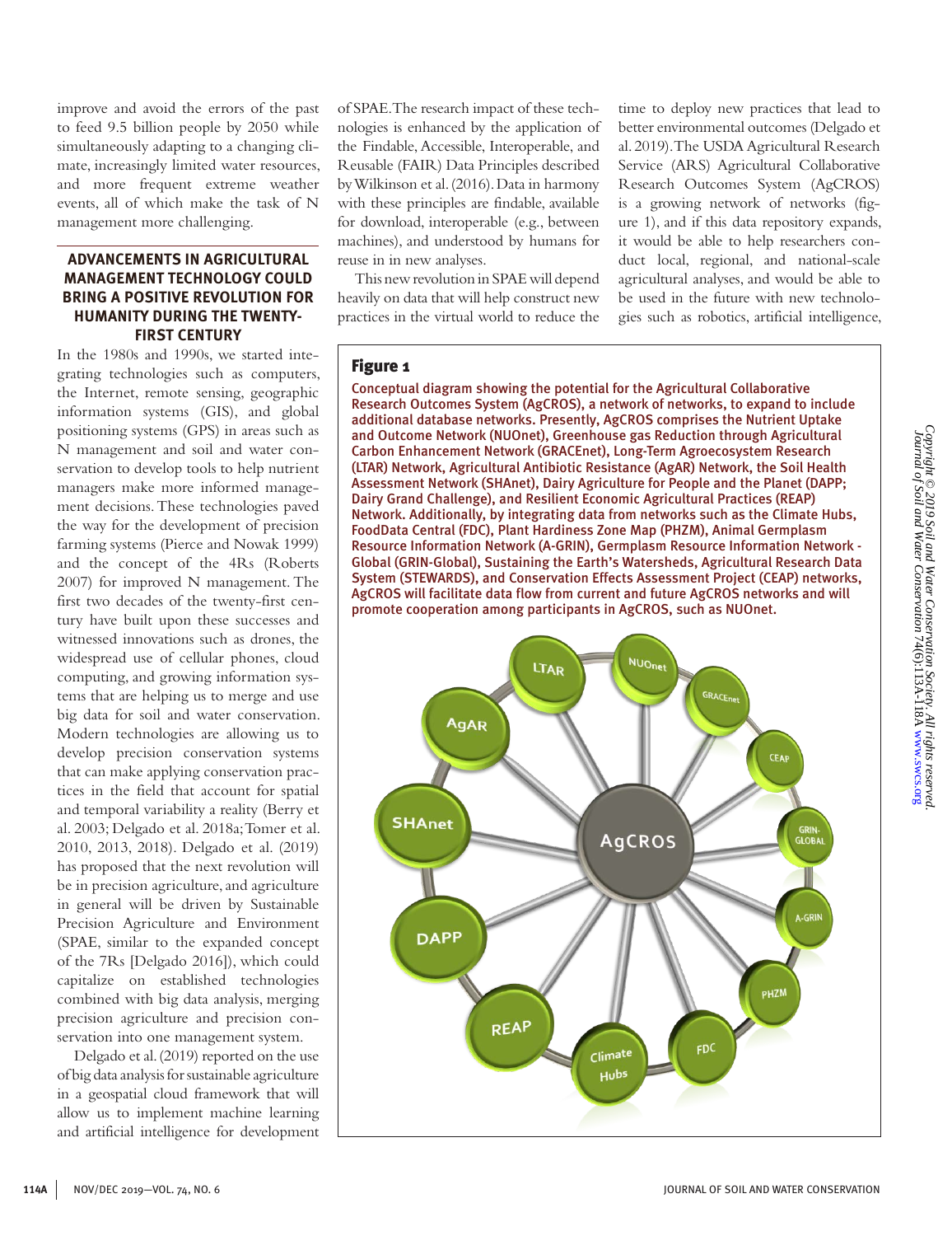improve and avoid the errors of the past to feed 9.5 billion people by 2050 while simultaneously adapting to a changing climate, increasingly limited water resources, and more frequent extreme weather events, all of which make the task of N management more challenging.

## ADVANCEMENTS IN AGRICULTURAL MANAGEMENT TECHNOLOGY COULD BRING A POSITIVE REVOLUTION FOR HUMANITY DURING THE TWENTY-FIRST CENTURY

In the 1980s and 1990s, we started integrating technologies such as computers, the Internet, remote sensing, geographic information systems (GIS), and global positioning systems (GPS) in areas such as N management and soil and water conservation to develop tools to help nutrient managers make more informed management decisions. These technologies paved the way for the development of precision farming systems (Pierce and Nowak 1999) and the concept of the 4Rs (Roberts 2007) for improved N management. The first two decades of the twenty-first century have built upon these successes and witnessed innovations such as drones, the widespread use of cellular phones, cloud computing, and growing information systems that are helping us to merge and use big data for soil and water conservation. Modern technologies are allowing us to develop precision conservation systems that can make applying conservation practices in the field that account for spatial and temporal variability a reality (Berry et al. 2003; Delgado et al. 2018a; Tomer et al. 2010, 2013, 2018). Delgado et al. (2019) has proposed that the next revolution will be in precision agriculture, and agriculture in general will be driven by Sustainable Precision Agriculture and Environment (SPAE, similar to the expanded concept of the 7Rs [Delgado 2016]), which could capitalize on established technologies combined with big data analysis, merging precision agriculture and precision conservation into one management system.

Delgado et al. (2019) reported on the use of big data analysis for sustainable agriculture in a geospatial cloud framework that will allow us to implement machine learning and artificial intelligence for development of SPAE. The research impact of these technologies is enhanced by the application of the Findable, Accessible, Interoperable, and Reusable (FAIR) Data Principles described by Wilkinson et al. (2016). Data in harmony with these principles are findable, available for download, interoperable (e.g., between machines), and understood by humans for reuse in in new analyses.

This new revolution in SPAE will depend heavily on data that will help construct new practices in the virtual world to reduce the time to deploy new practices that lead to better environmental outcomes (Delgado et al. 2019). The USDA Agricultural Research Service (ARS) Agricultural Collaborative Research Outcomes System (AgCROS) is a growing network of networks (figure 1), and if this data repository expands, it would be able to help researchers conduct local, regional, and national-scale agricultural analyses, and would be able to be used in the future with new technologies such as robotics, artificial intelligence,

**Figure 1**

Conceptual diagram showing the potential for the Agricultural Collaborative Research Outcomes System (AgCROS), a network of networks, to expand to include additional database networks. Presently, AgCROS comprises the Nutrient Uptake and Outcome Network (NUOnet), Greenhouse gas Reduction through Agricultural Carbon Enhancement Network (GRACEnet), Long-Term Agroecosystem Research (LTAR) Network, Agricultural Antibiotic Resistance (AgAR) Network, the Soil Health Assessment Network (SHAnet), Dairy Agriculture for People and the Planet (DAPP; Dairy Grand Challenge), and Resilient Economic Agricultural Practices (REAP) Network. Additionally, by integrating data from networks such as the Climate Hubs, FoodData Central (FDC), Plant Hardiness Zone Map (PHZM), Animal Germplasm Resource Information Network (A-GRIN), Germplasm Resource Information Network - Global (GRIN-Global), Sustaining the Earth's Watersheds, Agricultural Research Data System (STEWARDS), and Conservation Effects Assessment Project (CEAP) networks, AgCROS will facilitate data flow from current and future AgCROS networks and will promote cooperation among participants in AgCROS, such as NUOnet.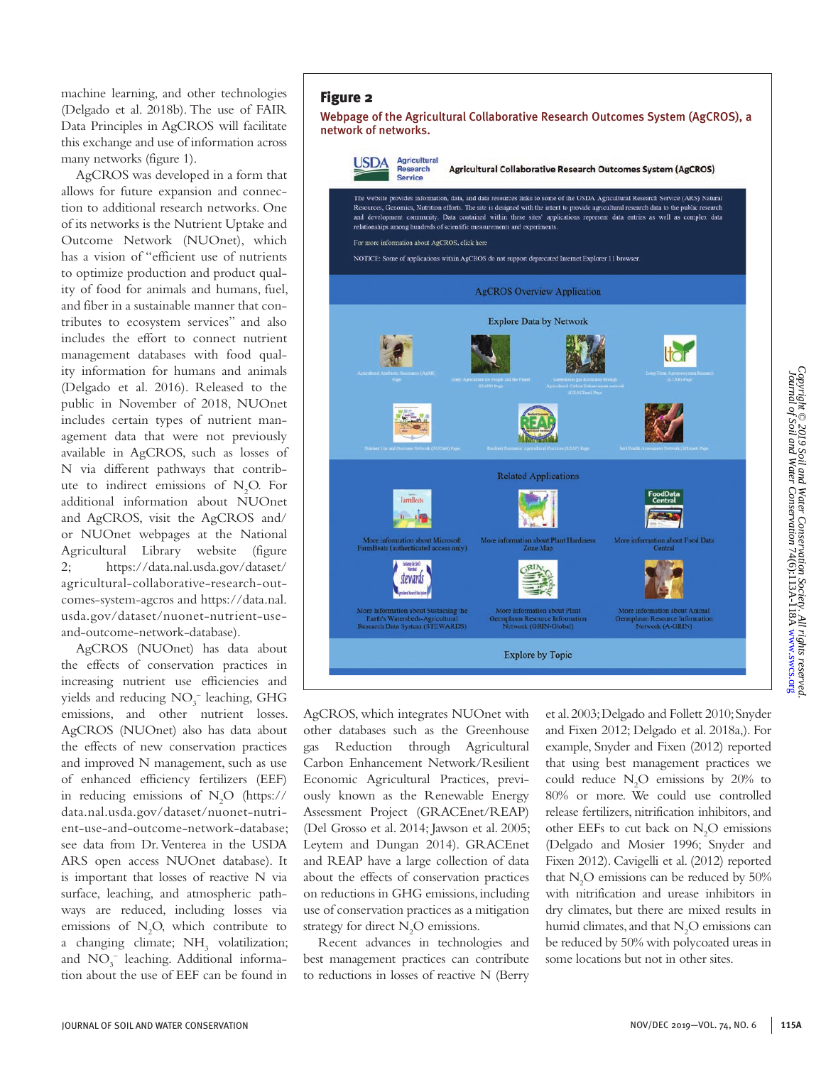machine learning, and other technologies (Delgado et al. 2018b). The use of FAIR Data Principles in AgCROS will facilitate this exchange and use of information across many networks (figure 1).

AgCROS was developed in a form that allows for future expansion and connection to additional research networks. One of its networks is the Nutrient Uptake and Outcome Network (NUOnet), which has a vision of "efficient use of nutrients to optimize production and product quality of food for animals and humans, fuel, and fiber in a sustainable manner that contributes to ecosystem services" and also includes the effort to connect nutrient management databases with food quality information for humans and animals (Delgado et al. 2016). Released to the public in November of 2018, NUOnet includes certain types of nutrient management data that were not previously available in AgCROS, such as losses of N via different pathways that contribute to indirect emissions of $N_2O$. For additional information about NUOnet and AgCROS, visit the AgCROS and/or NUOnet webpages at the National Agricultural Library website (figure 2; https://data.nal.usda.gov/dataset/agricultural-collaborative-research-outcomes-system-agcros and https://data.nal.usda.gov/dataset/nuonet-nutrient-use-and-outcome-network-database).

AgCROS (NUOnet) has data about the effects of conservation practices in increasing nutrient use efficiencies and yields and reducing $NO_3^-$ leaching, GHG emissions, and other nutrient losses. AgCROS (NUOnet) also has data about the effects of new conservation practices and improved N management, such as use of enhanced efficiency fertilizers (EEF) in reducing emissions of $N_2O$ (https://data.nal.usda.gov/dataset/nuonet-nutrient-use-and-outcome-network-database; see data from Dr. Venterea in the USDA ARS open access NUOnet database). It is important that losses of reactive N via surface, leaching, and atmospheric pathways are reduced, including losses via emissions of $N_2O$, which contribute to a changing climate; $NH_3$ volatilization; and $NO_3^-$ leaching. Additional information about the use of EEF can be found in AgCROS, which integrates NUOnet with other databases such as the Greenhouse gas Reduction through Agricultural Carbon Enhancement Network/Resilient Economic Agricultural Practices, previously known as the Renewable Energy Assessment Project (GRACEnet/REAP) (Del Grosso et al. 2014; Jawson et al. 2005; Leytem and Dungan 2014). GRACEnet and REAP have a large collection of data about the effects of conservation practices on reductions in GHG emissions, including use of conservation practices as a mitigation strategy for direct $N_2O$ emissions.

**Figure 2**

Webpage of the Agricultural Collaborative Research Outcomes System (AgCROS), a network of networks.

Recent advances in technologies and best management practices can contribute to reductions in losses of reactive N (Berry et al. 2003; Delgado and Follett 2010; Snyder and Fixen 2012; Delgado et al. 2018a,). For example, Snyder and Fixen (2012) reported that using best management practices we could reduce $N_2O$ emissions by 20% to 80% or more. We could use controlled release fertilizers, nitrification inhibitors, and other EEFs to cut back on $N_2O$ emissions (Delgado and Mosier 1996; Snyder and Fixen 2012). Cavigelli et al. (2012) reported that $N_2O$ emissions can be reduced by 50% with nitrification and urease inhibitors in dry climates, but there are mixed results in humid climates, and that $N_2O$ emissions can be reduced by 50% with polycoated ureas in some locations but not in other sites.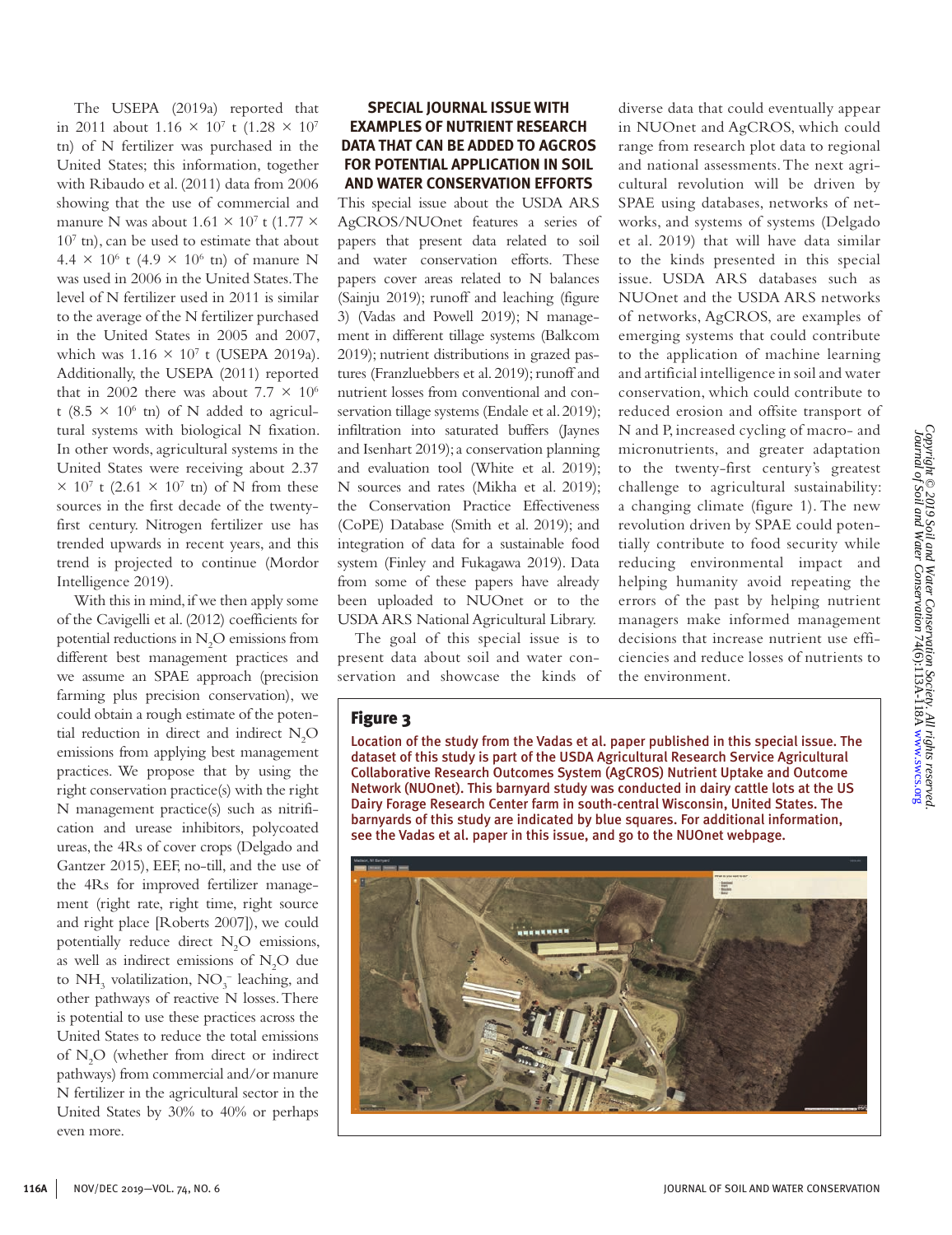The USEPA (2019a) reported that in 2011 about $1.16 \times 10^7$ t ($1.28 \times 10^7$ tn) of N fertilizer was purchased in the United States; this information, together with Ribaudo et al. (2011) data from 2006 showing that the use of commercial and manure N was about $1.61 \times 10^7$ t ($1.77 \times 10^7$ tn), can be used to estimate that about $4.4 \times 10^6$ t ($4.9 \times 10^6$ tn) of manure N was used in 2006 in the United States. The level of N fertilizer used in 2011 is similar to the average of the N fertilizer purchased in the United States in 2005 and 2007, which was $1.16 \times 10^7$ t (USEPA 2019a). Additionally, the USEPA (2011) reported that in 2002 there was about $7.7 \times 10^6$ t ($8.5 \times 10^6$ tn) of N added to agricultural systems with biological N fixation. In other words, agricultural systems in the United States were receiving about $2.37 \times 10^7$ t ($2.61 \times 10^7$ tn) of N from these sources in the first decade of the twenty-first century. Nitrogen fertilizer use has trended upwards in recent years, and this trend is projected to continue (Mordor Intelligence 2019).

With this in mind, if we then apply some of the Cavigelli et al. (2012) coefficients for potential reductions in $N_2O$ emissions from different best management practices and we assume an SPAE approach (precision farming plus precision conservation), we could obtain a rough estimate of the potential reduction in direct and indirect $N_2O$ emissions from applying best management practices. We propose that by using the right conservation practice(s) with the right N management practice(s) such as nitrification and urease inhibitors, polycoated ureas, the 4Rs of cover crops (Delgado and Gantzer 2015), EEF, no-till, and the use of the 4Rs for improved fertilizer management (right rate, right time, right source and right place [Roberts 2007]), we could potentially reduce direct $N_2O$ emissions, as well as indirect emissions of $N_2O$ due to $NH_3$ volatilization, $NO_3^-$ leaching, and other pathways of reactive N losses. There is potential to use these practices across the United States to reduce the total emissions of $N_2O$ (whether from direct or indirect pathways) from commercial and/or manure N fertilizer in the agricultural sector in the United States by 30% to 40% or perhaps even more.

## SPECIAL JOURNAL ISSUE WITH EXAMPLES OF NUTRIENT RESEARCH DATA THAT CAN BE ADDED TO AGCROS FOR POTENTIAL APPLICATION IN SOIL AND WATER CONSERVATION EFFORTS

This special issue about the USDA ARS AgCROS/NUOnet features a series of papers that present data related to soil and water conservation efforts. These papers cover areas related to N balances (Sainju 2019); runoff and leaching (figure 3) (Vadas and Powell 2019); N management in different tillage systems (Balkcom 2019); nutrient distributions in grazed pastures (Franzluebbers et al. 2019); runoff and nutrient losses from conventional and conservation tillage systems (Endale et al. 2019); infiltration into saturated buffers (Jaynes and Isenhart 2019); a conservation planning and evaluation tool (White et al. 2019); N sources and rates (Mikha et al. 2019); the Conservation Practice Effectiveness (CoPE) Database (Smith et al. 2019); and integration of data for a sustainable food system (Finley and Fukagawa 2019). Data from some of these papers have already been uploaded to NUOnet or to the USDA ARS National Agricultural Library.

The goal of this special issue is to present data about soil and water conservation and showcase the kinds of diverse data that could eventually appear in NUOnet and AgCROS, which could range from research plot data to regional and national assessments. The next agricultural revolution will be driven by SPAE using databases, networks of networks, and systems of systems (Delgado et al. 2019) that will have data similar to the kinds presented in this special issue. USDA ARS databases such as NUOnet and the USDA ARS networks of networks, AgCROS, are examples of emerging systems that could contribute to the application of machine learning and artificial intelligence in soil and water conservation, which could contribute to reduced erosion and offsite transport of N and P, increased cycling of macro- and micronutrients, and greater adaptation to the twenty-first century's greatest challenge to agricultural sustainability: a changing climate (figure 1). The new revolution driven by SPAE could potentially contribute to food security while reducing environmental impact and helping humanity avoid repeating the errors of the past by helping nutrient managers make informed management decisions that increase nutrient use efficiencies and reduce losses of nutrients to the environment.

### Figure 3

Location of the study from the Vadas et al. paper published in this special issue. The dataset of this study is part of the USDA Agricultural Research Service Agricultural Collaborative Research Outcomes System (AgCROS) Nutrient Uptake and Outcome Network (NUOnet). This barnyard study was conducted in dairy cattle lots at the US Dairy Forage Research Center farm in south-central Wisconsin, United States. The barnyards of this study are indicated by blue squares. For additional information, see the Vadas et al. paper in this issue, and go to the NUOnet webpage.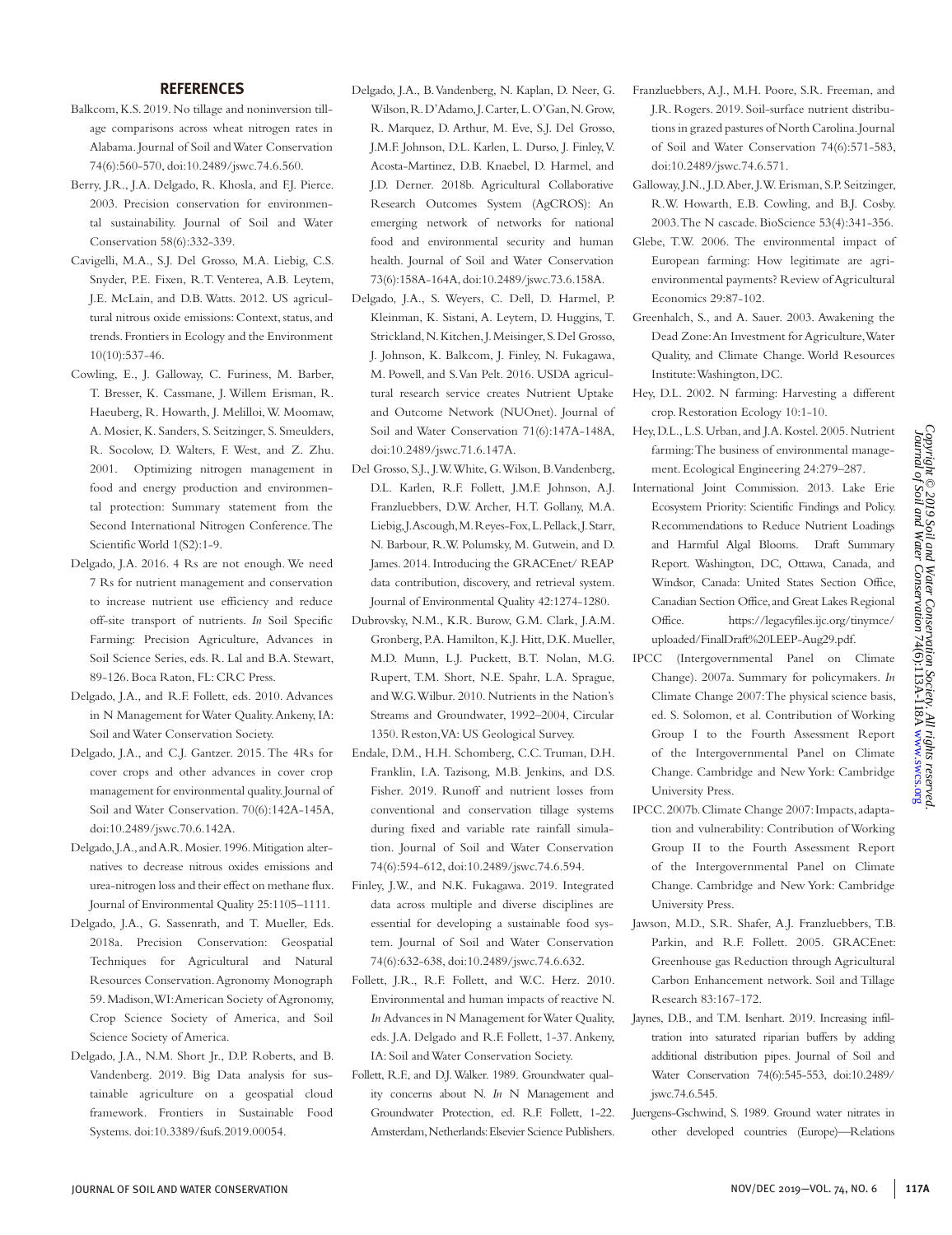## REFERENCES

Balkcom, K.S. 2019. No tillage and noninversion tillage comparisons across wheat nitrogen rates in Alabama. Journal of Soil and Water Conservation 74(6):560-570, doi:10.2489/jswc.74.6.560.

Berry, J.R., J.A. Delgado, R. Khosla, and F.J. Pierce. 2003. Precision conservation for environmental sustainability. Journal of Soil and Water Conservation 58(6):332-339.

Cavigelli, M.A., S.J. Del Grosso, M.A. Liebig, C.S. Snyder, P.E. Fixen, R.T. Venterea, A.B. Leytem, J.E. McLain, and D.B. Watts. 2012. US agricultural nitrous oxide emissions: Context, status, and trends. Frontiers in Ecology and the Environment 10(10):537-46.

Cowling, E., J. Galloway, C. Furiness, M. Barber, T. Bresser, K. Cassmane, J. Willem Erisman, R. Haeuberg, R. Howarth, J. Melilloi, W. Moomaw, A. Mosier, K. Sanders, S. Seitzinger, S. Smeulders, R. Socolow, D. Walters, F. West, and Z. Zhu. 2001. Optimizing nitrogen management in food and energy production and environmental protection: Summary statement from the Second International Nitrogen Conference. The Scientific World 1(S2):1-9.

Delgado, J.A. 2016. 4 Rs are not enough. We need 7 Rs for nutrient management and conservation to increase nutrient use efficiency and reduce off-site transport of nutrients. *In* Soil Specific Farming: Precision Agriculture, Advances in Soil Science Series, eds. R. Lal and B.A. Stewart, 89-126. Boca Raton, FL: CRC Press.

Delgado, J.A., and R.F. Follett, eds. 2010. Advances in N Management for Water Quality. Ankeny, IA: Soil and Water Conservation Society.

Delgado, J.A., and C.J. Gantzer. 2015. The 4Rs for cover crops and other advances in cover crop management for environmental quality. Journal of Soil and Water Conservation. 70(6):142A-145A, doi:10.2489/jswc.70.6.142A.

Delgado, J.A., and A.R. Mosier. 1996. Mitigation alternatives to decrease nitrous oxides emissions and urea-nitrogen loss and their effect on methane flux. Journal of Environmental Quality 25:1105–1111.

Delgado, J.A., G. Sassenrath, and T. Mueller, Eds. 2018a. Precision Conservation: Geospatial Techniques for Agricultural and Natural Resources Conservation. Agronomy Monograph 59. Madison, WI: American Society of Agronomy, Crop Science Society of America, and Soil Science Society of America.

Delgado, J.A., N.M. Short Jr., D.P. Roberts, and B. Vandenberg. 2019. Big Data analysis for sustainable agriculture on a geospatial cloud framework. Frontiers in Sustainable Food Systems. doi:10.3389/fsufs.2019.00054.

Delgado, J.A., B. Vandenberg, N. Kaplan, D. Neer, G. Wilson, R. D'Adamo, J. Carter, L. O'Gan, N. Grow, R. Marquez, D. Arthur, M. Eve, S.J. Del Grosso, J.M.F. Johnson, D.L. Karlen, L. Durso, J. Finley, V. Acosta-Martinez, D.B. Knaebel, D. Harmel, and J.D. Derner. 2018b. Agricultural Collaborative Research Outcomes System (AgCROS): An emerging network of networks for national food and environmental security and human health. Journal of Soil and Water Conservation 73(6):158A-164A, doi:10.2489/jswc.73.6.158A.

Delgado, J.A., S. Weyers, C. Dell, D. Harmel, P. Kleinman, K. Sistani, A. Leytem, D. Huggins, T. Strickland, N. Kitchen, J. Meisinger, S. Del Grosso, J. Johnson, K. Balkcom, J. Finley, N. Fukagawa, M. Powell, and S. Van Pelt. 2016. USDA agricultural research service creates Nutrient Uptake and Outcome Network (NUOnet). Journal of Soil and Water Conservation 71(6):147A-148A, doi:10.2489/jswc.71.6.147A.

Del Grosso, S.J., J.W. White, G. Wilson, B. Vandenberg, D.L. Karlen, R.F. Follett, J.M.F. Johnson, A.J. Franzluebbers, D.W. Archer, H.T. Gollany, M.A. Liebig, J. Ascough, M. Reyes-Fox, L. Pellack, J. Starr, N. Barbour, R.W. Polumsky, M. Gutwein, and D. James. 2014. Introducing the GRACEnet/ REAP data contribution, discovery, and retrieval system. Journal of Environmental Quality 42:1274-1280.

Dubrovsky, N.M., K.R. Burow, G.M. Clark, J.A.M. Gronberg, P.A. Hamilton, K.J. Hitt, D.K. Mueller, M.D. Munn, L.J. Puckett, B.T. Nolan, M.G. Rupert, T.M. Short, N.E. Spahr, L.A. Sprague, and W.G. Wilbur. 2010. Nutrients in the Nation's Streams and Groundwater, 1992–2004, Circular 1350. Reston, VA: US Geological Survey.

Endale, D.M., H.H. Schomberg, C.C. Truman, D.H. Franklin, I.A. Tazisong, M.B. Jenkins, and D.S. Fisher. 2019. Runoff and nutrient losses from conventional and conservation tillage systems during fixed and variable rate rainfall simulation. Journal of Soil and Water Conservation 74(6):594-612, doi:10.2489/jswc.74.6.594.

Finley, J.W., and N.K. Fukagawa. 2019. Integrated data across multiple and diverse disciplines are essential for developing a sustainable food system. Journal of Soil and Water Conservation 74(6):632-638, doi:10.2489/jswc.74.6.632.

Follett, J.R., R.F. Follett, and W.C. Herz. 2010. Environmental and human impacts of reactive N. *In* Advances in N Management for Water Quality, eds. J.A. Delgado and R.F. Follett, 1-37. Ankeny, IA: Soil and Water Conservation Society.

Follett, R.F., and D.J. Walker. 1989. Groundwater quality concerns about N. *In* N Management and Groundwater Protection, ed. R.F. Follett, 1-22. Amsterdam, Netherlands: Elsevier Science Publishers.

Franzluebbers, A.J., M.H. Poore, S.R. Freeman, and J.R. Rogers. 2019. Soil-surface nutrient distributions in grazed pastures of North Carolina. Journal of Soil and Water Conservation 74(6):571-583, doi:10.2489/jswc.74.6.571.

Galloway, J.N., J.D. Aber, J.W. Erisman, S.P. Seitzinger, R.W. Howarth, E.B. Cowling, and B.J. Cosby. 2003. The N cascade. BioScience 53(4):341-356.

Glebe, T.W. 2006. The environmental impact of European farming: How legitimate are agri-environmental payments? Review of Agricultural Economics 29:87-102.

Greenhalch, S., and A. Sauer. 2003. Awakening the Dead Zone: An Investment for Agriculture, Water Quality, and Climate Change. World Resources Institute: Washington, DC.

Hey, D.L. 2002. N farming: Harvesting a different crop. Restoration Ecology 10:1-10.

Hey, D.L., L.S. Urban, and J.A. Kostel. 2005. Nutrient farming: The business of environmental management. Ecological Engineering 24:279–287.

International Joint Commission. 2013. Lake Erie Ecosystem Priority: Scientific Findings and Policy. Recommendations to Reduce Nutrient Loadings and Harmful Algal Blooms. Draft Summary Report. Washington, DC, Ottawa, Canada, and Windsor, Canada: United States Section Office, Canadian Section Office, and Great Lakes Regional Office. https://legacyfiles.ijc.org/tinymce/uploaded/FinalDraft%20LEEP-Aug29.pdf.

IPCC (Intergovernmental Panel on Climate Change). 2007a. Summary for policymakers. *In* Climate Change 2007: The physical science basis, ed. S. Solomon, et al. Contribution of Working Group I to the Fourth Assessment Report of the Intergovernmental Panel on Climate Change. Cambridge and New York: Cambridge University Press.

IPCC. 2007b. Climate Change 2007: Impacts, adaptation and vulnerability: Contribution of Working Group II to the Fourth Assessment Report of the Intergovernmental Panel on Climate Change. Cambridge and New York: Cambridge University Press.

Jawson, M.D., S.R. Shafer, A.J. Franzluebbers, T.B. Parkin, and R.F. Follett. 2005. GRACEnet: Greenhouse gas Reduction through Agricultural Carbon Enhancement network. Soil and Tillage Research 83:167-172.

Jaynes, D.B., and T.M. Isenhart. 2019. Increasing infiltration into saturated riparian buffers by adding additional distribution pipes. Journal of Soil and Water Conservation 74(6):545-553, doi:10.2489/jswc.74.6.545.

Juergens-Gschwind, S. 1989. Ground water nitrates in other developed countries (Europe)—Relations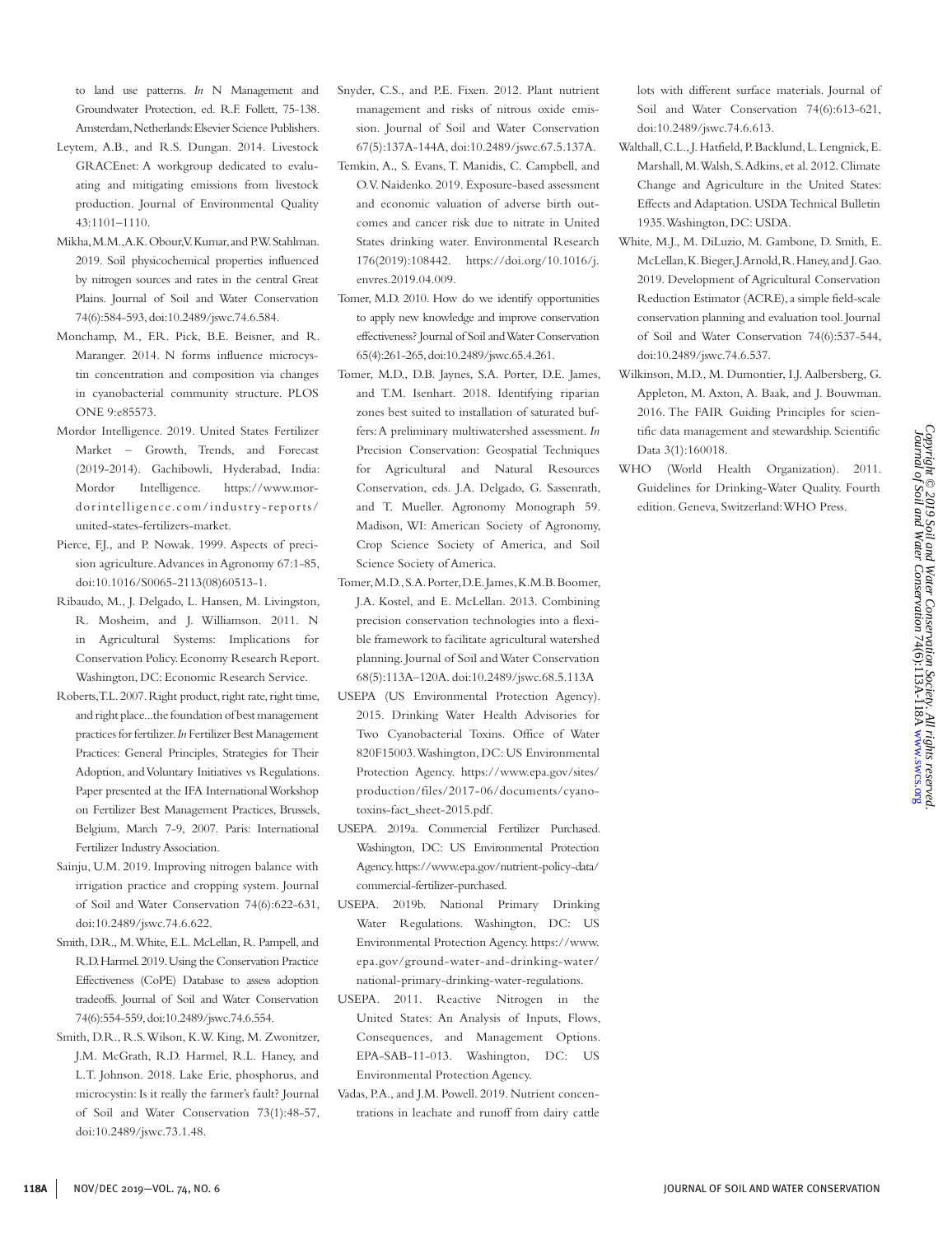to land use patterns. *In* N Management and Groundwater Protection, ed. R.F. Follett, 75-138. Amsterdam, Netherlands: Elsevier Science Publishers.

Leytem, A.B., and R.S. Dungan. 2014. Livestock GRACEnet: A workgroup dedicated to evaluating and mitigating emissions from livestock production. Journal of Environmental Quality 43:1101–1110.

Mikha, M.M., A.K. Obour, V. Kumar, and P.W. Stahlman. 2019. Soil physicochemical properties influenced by nitrogen sources and rates in the central Great Plains. Journal of Soil and Water Conservation 74(6):584-593, doi:10.2489/jswc.74.6.584.

Monchamp, M., F.R. Pick, B.E. Beisner, and R. Maranger. 2014. N forms influence microcystin concentration and composition via changes in cyanobacterial community structure. PLOS ONE 9:e85573.

Mordor Intelligence. 2019. United States Fertilizer Market – Growth, Trends, and Forecast (2019-2014). Gachibowli, Hyderabad, India: Mordor Intelligence. https://www.mordorintelligence.com/industry-reports/united-states-fertilizers-market.

Pierce, F.J., and P. Nowak. 1999. Aspects of precision agriculture. Advances in Agronomy 67:1-85, doi:10.1016/S0065-2113(08)60513-1.

Ribaudo, M., J. Delgado, L. Hansen, M. Livingston, R. Mosheim, and J. Williamson. 2011. N in Agricultural Systems: Implications for Conservation Policy. Economy Research Report. Washington, DC: Economic Research Service.

Roberts, T.L. 2007. Right product, right rate, right time, and right place...the foundation of best management practices for fertilizer. *In* Fertilizer Best Management Practices: General Principles, Strategies for Their Adoption, and Voluntary Initiatives vs Regulations. Paper presented at the IFA International Workshop on Fertilizer Best Management Practices, Brussels, Belgium, March 7-9, 2007. Paris: International Fertilizer Industry Association.

Sainju, U.M. 2019. Improving nitrogen balance with irrigation practice and cropping system. Journal of Soil and Water Conservation 74(6):622-631, doi:10.2489/jswc.74.6.622.

Smith, D.R., M. White, E.L. McLellan, R. Pampell, and R.D. Harmel. 2019. Using the Conservation Practice Effectiveness (CoPE) Database to assess adoption tradeoffs. Journal of Soil and Water Conservation 74(6):554-559, doi:10.2489/jswc.74.6.554.

Smith, D.R., R.S. Wilson, K.W. King, M. Zwonitzer, J.M. McGrath, R.D. Harmel, R.L. Haney, and L.T. Johnson. 2018. Lake Erie, phosphorus, and microcystin: Is it really the farmer's fault? Journal of Soil and Water Conservation 73(1):48-57, doi:10.2489/jswc.73.1.48.

Snyder, C.S., and P.E. Fixen. 2012. Plant nutrient management and risks of nitrous oxide emission. Journal of Soil and Water Conservation 67(5):137A-144A, doi:10.2489/jswc.67.5.137A.

Temkin, A., S. Evans, T. Manidis, C. Campbell, and O.V. Naidenko. 2019. Exposure-based assessment and economic valuation of adverse birth outcomes and cancer risk due to nitrate in United States drinking water. Environmental Research 176(2019):108442. https://doi.org/10.1016/j.envres.2019.04.009.

Tomer, M.D. 2010. How do we identify opportunities to apply new knowledge and improve conservation effectiveness? Journal of Soil and Water Conservation 65(4):261-265, doi:10.2489/jswc.65.4.261.

Tomer, M.D., D.B. Jaynes, S.A. Porter, D.E. James, and T.M. Isenhart. 2018. Identifying riparian zones best suited to installation of saturated buffers: A preliminary multiwatershed assessment. *In* Precision Conservation: Geospatial Techniques for Agricultural and Natural Resources Conservation, eds. J.A. Delgado, G. Sassenrath, and T. Mueller. Agronomy Monograph 59. Madison, WI: American Society of Agronomy, Crop Science Society of America, and Soil Science Society of America.

Tomer, M.D., S.A. Porter, D.E. James, K.M.B. Boomer, J.A. Kostel, and E. McLellan. 2013. Combining precision conservation technologies into a flexible framework to facilitate agricultural watershed planning. Journal of Soil and Water Conservation 68(5):113A–120A. doi:10.2489/jswc.68.5.113A

USEPA (US Environmental Protection Agency). 2015. Drinking Water Health Advisories for Two Cyanobacterial Toxins. Office of Water 820F15003. Washington, DC: US Environmental Protection Agency. https://www.epa.gov/sites/production/files/2017-06/documents/cyanotoxins-fact_sheet-2015.pdf.

USEPA. 2019a. Commercial Fertilizer Purchased. Washington, DC: US Environmental Protection Agency. https://www.epa.gov/nutrient-policy-data/commercial-fertilizer-purchased.

USEPA. 2019b. National Primary Drinking Water Regulations. Washington, DC: US Environmental Protection Agency. https://www.epa.gov/ground-water-and-drinking-water/national-primary-drinking-water-regulations.

USEPA. 2011. Reactive Nitrogen in the United States: An Analysis of Inputs, Flows, Consequences, and Management Options. EPA-SAB-11-013. Washington, DC: US Environmental Protection Agency.

Vadas, P.A., and J.M. Powell. 2019. Nutrient concentrations in leachate and runoff from dairy cattle lots with different surface materials. Journal of Soil and Water Conservation 74(6):613-621, doi:10.2489/jswc.74.6.613.

Walthall, C.L., J. Hatfield, P. Backlund, L. Lengnick, E. Marshall, M. Walsh, S. Adkins, et al. 2012. Climate Change and Agriculture in the United States: Effects and Adaptation. USDA Technical Bulletin 1935. Washington, DC: USDA.

White, M.J., M. DiLuzio, M. Gambone, D. Smith, E. McLellan, K. Bieger, J. Arnold, R. Haney, and J. Gao. 2019. Development of Agricultural Conservation Reduction Estimator (ACRE), a simple field-scale conservation planning and evaluation tool. Journal of Soil and Water Conservation 74(6):537-544, doi:10.2489/jswc.74.6.537.

Wilkinson, M.D., M. Dumontier, I.J. Aalbersberg, G. Appleton, M. Axton, A. Baak, and J. Bouwman. 2016. The FAIR Guiding Principles for scientific data management and stewardship. Scientific Data 3(1):160018.

WHO (World Health Organization). 2011. Guidelines for Drinking-Water Quality. Fourth edition. Geneva, Switzerland: WHO Press.